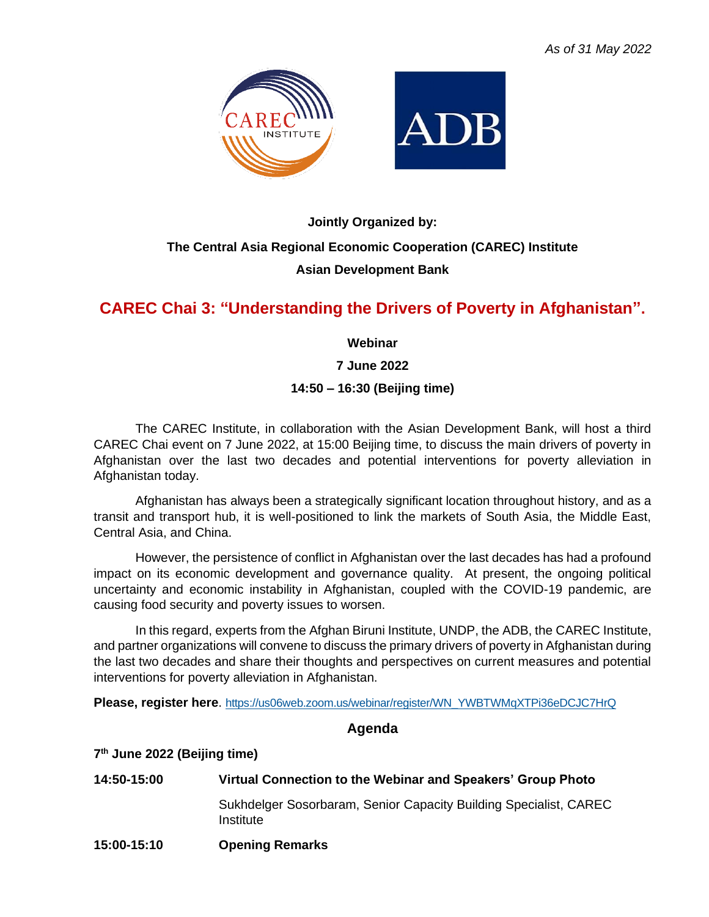*As of 31 May 2022*

**Jointly Organized by:**

**The Central Asia Regional Economic Cooperation (CAREC) Institute**

**Asian Development Bank**

# CAREC Chai 3: "Understanding the Drivers of Poverty in Afghanistan".

**Webinar**

**7 June 2022**

**14:50 – 16:30 (Beijing time)**

The CAREC Institute, in collaboration with the Asian Development Bank, will host a third CAREC Chai event on 7 June 2022, at 15:00 Beijing time, to discuss the main drivers of poverty in Afghanistan over the last two decades and potential interventions for poverty alleviation in Afghanistan today.

Afghanistan has always been a strategically significant location throughout history, and as a transit and transport hub, it is well-positioned to link the markets of South Asia, the Middle East, Central Asia, and China.

However, the persistence of conflict in Afghanistan over the last decades has had a profound impact on its economic development and governance quality. At present, the ongoing political uncertainty and economic instability in Afghanistan, coupled with the COVID-19 pandemic, are causing food security and poverty issues to worsen.

In this regard, experts from the Afghan Biruni Institute, UNDP, the ADB, the CAREC Institute, and partner organizations will convene to discuss the primary drivers of poverty in Afghanistan during the last two decades and share their thoughts and perspectives on current measures and potential interventions for poverty alleviation in Afghanistan.

**Please, register here**. https://us06web.zoom.us/webinar/register/WN_YWBTWMqXTPi36eDCJC7HrQ

## Agenda

**7th June 2022 (Beijing time)**

**14:50-15:00** **Virtual Connection to the Webinar and Speakers' Group Photo**

Sukhdelger Sosorbaram, Senior Capacity Building Specialist, CAREC Institute

**15:00-15:10** **Opening Remarks**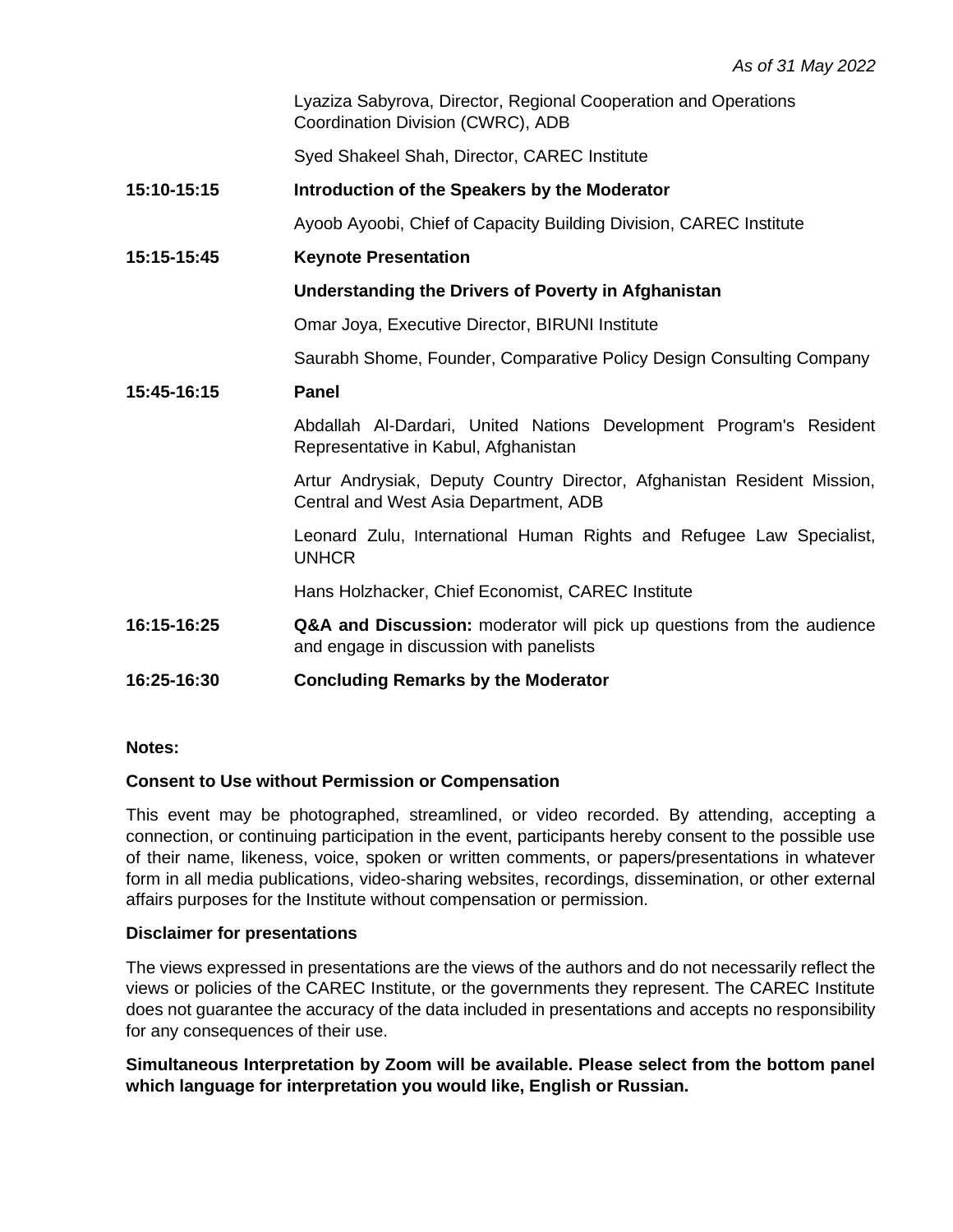*As of 31 May 2022*

| | |
|---|---|
| | Lyaziza Sabyrova, Director, Regional Cooperation and Operations Coordination Division (CWRC), ADB |
| | Syed Shakeel Shah, Director, CAREC Institute |
| **15:10-15:15** | **Introduction of the Speakers by the Moderator** |
| | Ayoob Ayoobi, Chief of Capacity Building Division, CAREC Institute |
| **15:15-15:45** | **Keynote Presentation** |
| | **Understanding the Drivers of Poverty in Afghanistan** |
| | Omar Joya, Executive Director, BIRUNI Institute |
| | Saurabh Shome, Founder, Comparative Policy Design Consulting Company |
| **15:45-16:15** | **Panel** |
| | Abdallah Al-Dardari, United Nations Development Program's Resident Representative in Kabul, Afghanistan |
| | Artur Andrysiak, Deputy Country Director, Afghanistan Resident Mission, Central and West Asia Department, ADB |
| | Leonard Zulu, International Human Rights and Refugee Law Specialist, UNHCR |
| | Hans Holzhacker, Chief Economist, CAREC Institute |
| **16:15-16:25** | **Q&A and Discussion:** moderator will pick up questions from the audience and engage in discussion with panelists |
| **16:25-16:30** | **Concluding Remarks by the Moderator** |

**Notes:**

**Consent to Use without Permission or Compensation**

This event may be photographed, streamlined, or video recorded. By attending, accepting a connection, or continuing participation in the event, participants hereby consent to the possible use of their name, likeness, voice, spoken or written comments, or papers/presentations in whatever form in all media publications, video-sharing websites, recordings, dissemination, or other external affairs purposes for the Institute without compensation or permission.

**Disclaimer for presentations**

The views expressed in presentations are the views of the authors and do not necessarily reflect the views or policies of the CAREC Institute, or the governments they represent. The CAREC Institute does not guarantee the accuracy of the data included in presentations and accepts no responsibility for any consequences of their use.

**Simultaneous Interpretation by Zoom will be available. Please select from the bottom panel which language for interpretation you would like, English or Russian.**